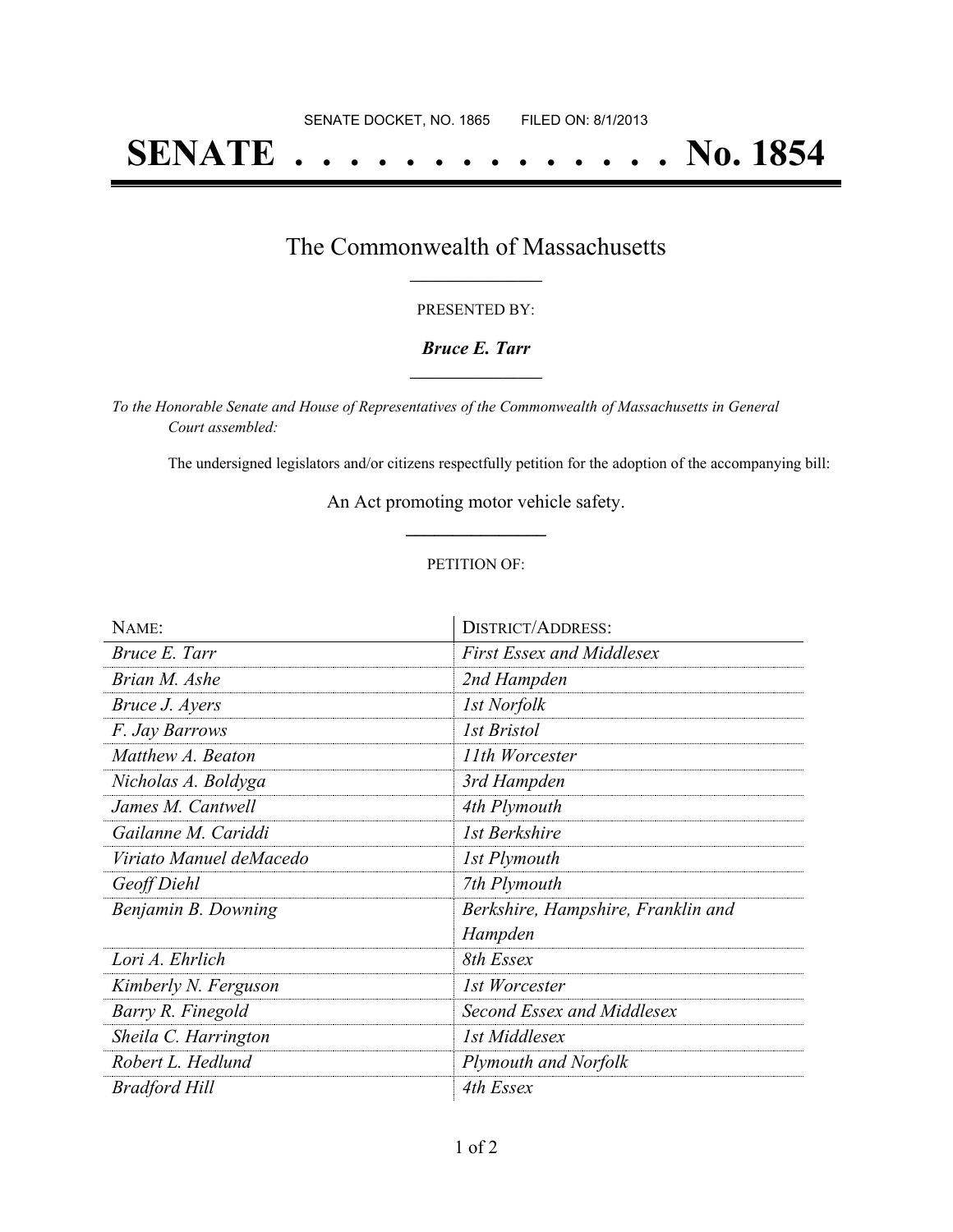SENATE DOCKET, NO. 1865        FILED ON: 8/1/2013

# SENATE . . . . . . . . . . . . . . . No. 1854

## The Commonwealth of Massachusetts

PRESENTED BY:

***Bruce E. Tarr***

*To the Honorable Senate and House of Representatives of the Commonwealth of Massachusetts in General Court assembled:*

The undersigned legislators and/or citizens respectfully petition for the adoption of the accompanying bill:

An Act promoting motor vehicle safety.

PETITION OF:

| NAME: | DISTRICT/ADDRESS: |
|---|---|
| *Bruce E. Tarr* | *First Essex and Middlesex* |
| *Brian M. Ashe* | *2nd Hampden* |
| *Bruce J. Ayers* | *1st Norfolk* |
| *F. Jay Barrows* | *1st Bristol* |
| *Matthew A. Beaton* | *11th Worcester* |
| *Nicholas A. Boldyga* | *3rd Hampden* |
| *James M. Cantwell* | *4th Plymouth* |
| *Gailanne M. Cariddi* | *1st Berkshire* |
| *Viriato Manuel deMacedo* | *1st Plymouth* |
| *Geoff Diehl* | *7th Plymouth* |
| *Benjamin B. Downing* | *Berkshire, Hampshire, Franklin and Hampden* |
| *Lori A. Ehrlich* | *8th Essex* |
| *Kimberly N. Ferguson* | *1st Worcester* |
| *Barry R. Finegold* | *Second Essex and Middlesex* |
| *Sheila C. Harrington* | *1st Middlesex* |
| *Robert L. Hedlund* | *Plymouth and Norfolk* |
| *Bradford Hill* | *4th Essex* |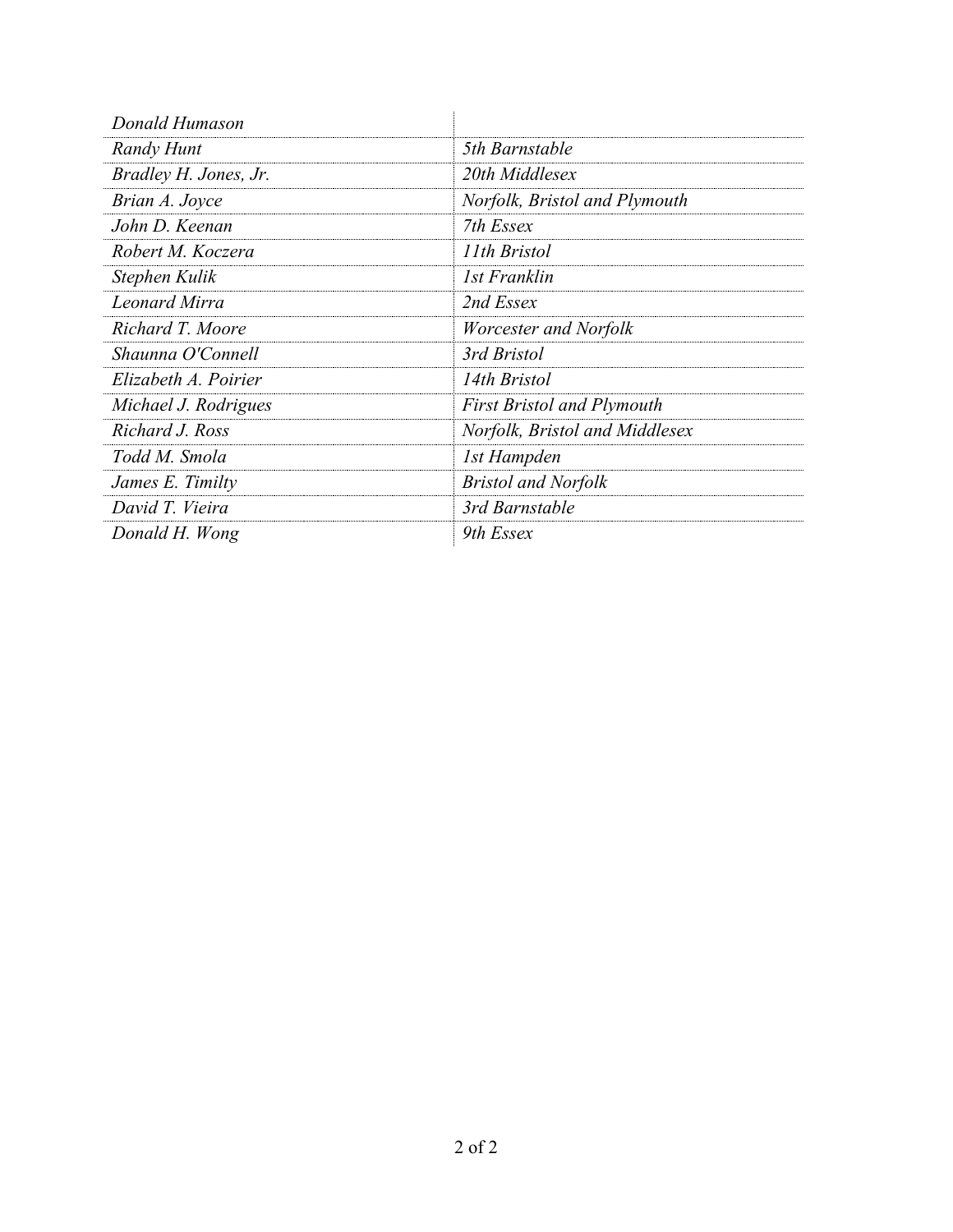| | |
|---|---|
| *Donald Humason* | |
| *Randy Hunt* | *5th Barnstable* |
| *Bradley H. Jones, Jr.* | *20th Middlesex* |
| *Brian A. Joyce* | *Norfolk, Bristol and Plymouth* |
| *John D. Keenan* | *7th Essex* |
| *Robert M. Koczera* | *11th Bristol* |
| *Stephen Kulik* | *1st Franklin* |
| *Leonard Mirra* | *2nd Essex* |
| *Richard T. Moore* | *Worcester and Norfolk* |
| *Shaunna O'Connell* | *3rd Bristol* |
| *Elizabeth A. Poirier* | *14th Bristol* |
| *Michael J. Rodrigues* | *First Bristol and Plymouth* |
| *Richard J. Ross* | *Norfolk, Bristol and Middlesex* |
| *Todd M. Smola* | *1st Hampden* |
| *James E. Timilty* | *Bristol and Norfolk* |
| *David T. Vieira* | *3rd Barnstable* |
| *Donald H. Wong* | *9th Essex* |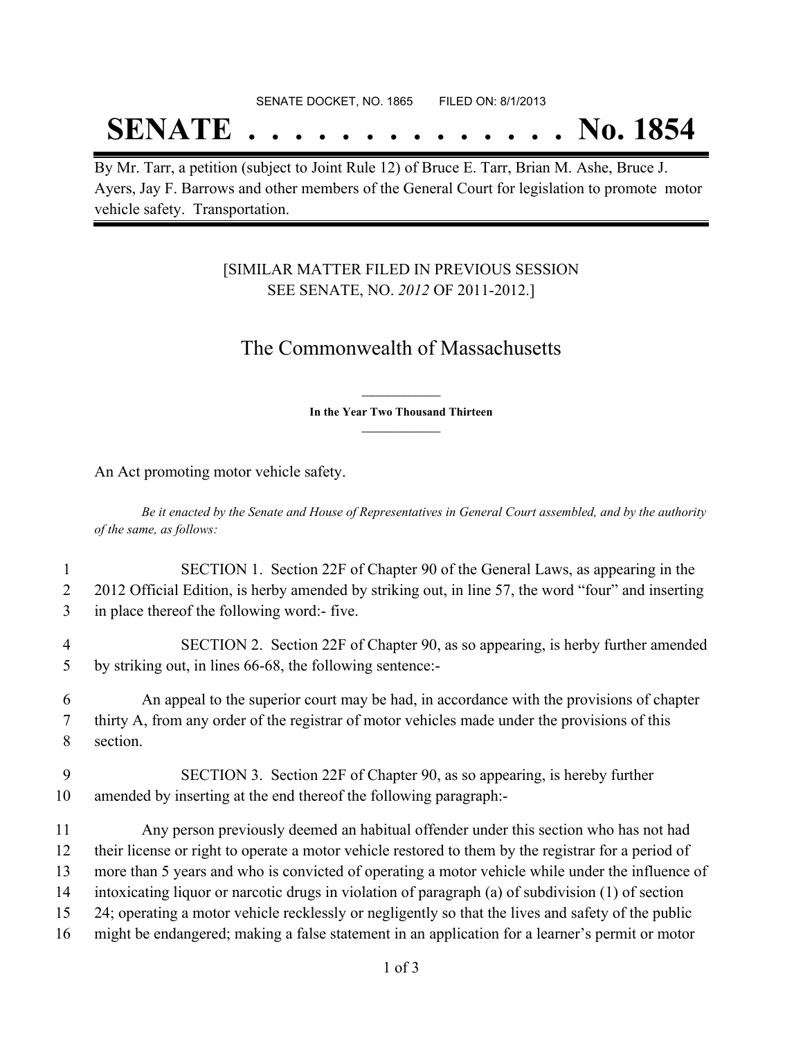SENATE DOCKET, NO. 1865        FILED ON: 8/1/2013

# SENATE . . . . . . . . . . . . . . No. 1854

By Mr. Tarr, a petition (subject to Joint Rule 12) of Bruce E. Tarr, Brian M. Ashe, Bruce J. Ayers, Jay F. Barrows and other members of the General Court for legislation to promote motor vehicle safety. Transportation.

[SIMILAR MATTER FILED IN PREVIOUS SESSION SEE SENATE, NO. *2012* OF 2011-2012.]

## The Commonwealth of Massachusetts

**In the Year Two Thousand Thirteen**

An Act promoting motor vehicle safety.

*Be it enacted by the Senate and House of Representatives in General Court assembled, and by the authority of the same, as follows:*

1 SECTION 1. Section 22F of Chapter 90 of the General Laws, as appearing in the
2 2012 Official Edition, is herby amended by striking out, in line 57, the word "four" and inserting
3 in place thereof the following word:- five.

4 SECTION 2. Section 22F of Chapter 90, as so appearing, is herby further amended
5 by striking out, in lines 66-68, the following sentence:-

6 An appeal to the superior court may be had, in accordance with the provisions of chapter
7 thirty A, from any order of the registrar of motor vehicles made under the provisions of this
8 section.

9 SECTION 3. Section 22F of Chapter 90, as so appearing, is hereby further
10 amended by inserting at the end thereof the following paragraph:-

11 Any person previously deemed an habitual offender under this section who has not had
12 their license or right to operate a motor vehicle restored to them by the registrar for a period of
13 more than 5 years and who is convicted of operating a motor vehicle while under the influence of
14 intoxicating liquor or narcotic drugs in violation of paragraph (a) of subdivision (1) of section
15 24; operating a motor vehicle recklessly or negligently so that the lives and safety of the public
16 might be endangered; making a false statement in an application for a learner's permit or motor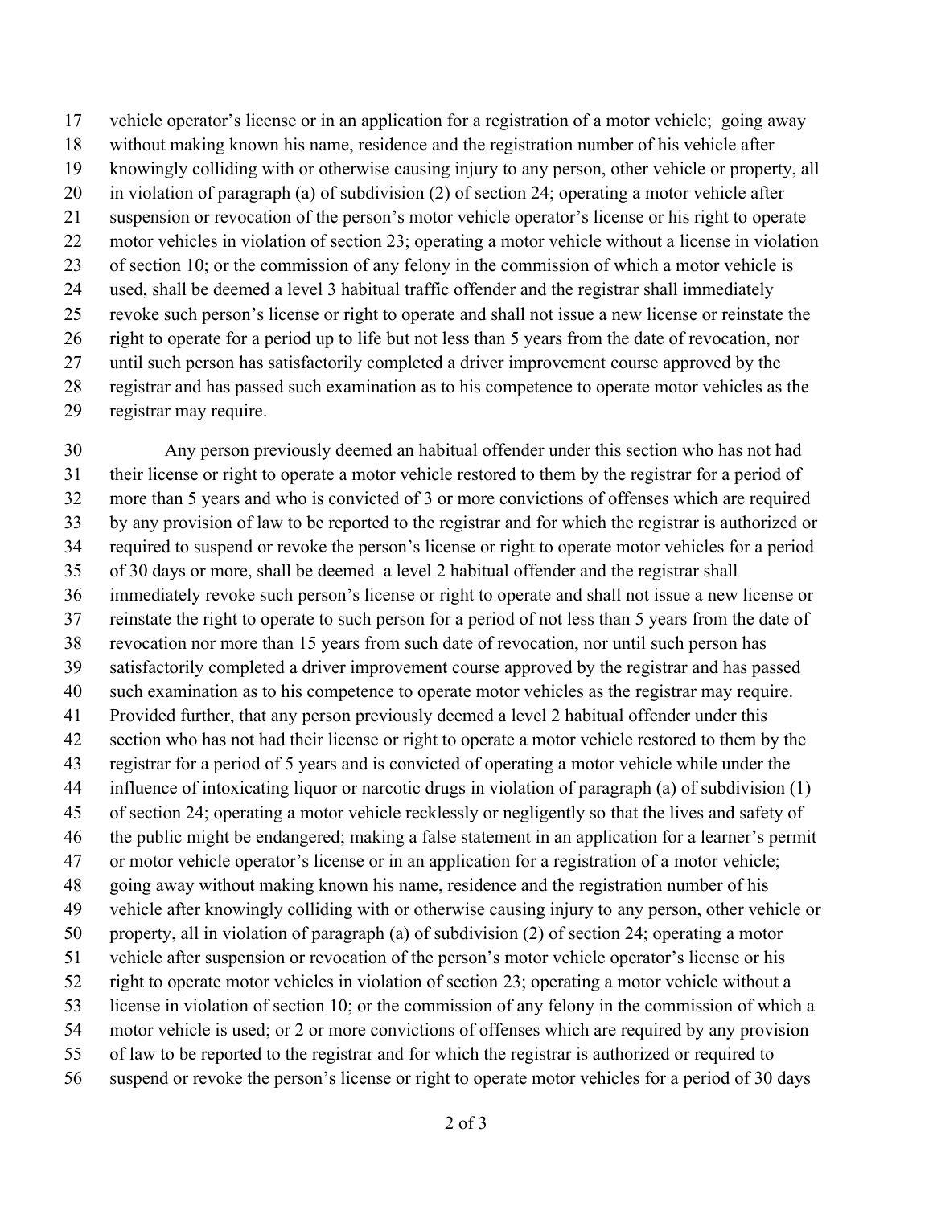vehicle operator's license or in an application for a registration of a motor vehicle; going away without making known his name, residence and the registration number of his vehicle after knowingly colliding with or otherwise causing injury to any person, other vehicle or property, all in violation of paragraph (a) of subdivision (2) of section 24; operating a motor vehicle after suspension or revocation of the person's motor vehicle operator's license or his right to operate motor vehicles in violation of section 23; operating a motor vehicle without a license in violation of section 10; or the commission of any felony in the commission of which a motor vehicle is used, shall be deemed a level 3 habitual traffic offender and the registrar shall immediately revoke such person's license or right to operate and shall not issue a new license or reinstate the right to operate for a period up to life but not less than 5 years from the date of revocation, nor until such person has satisfactorily completed a driver improvement course approved by the registrar and has passed such examination as to his competence to operate motor vehicles as the registrar may require.

Any person previously deemed an habitual offender under this section who has not had their license or right to operate a motor vehicle restored to them by the registrar for a period of more than 5 years and who is convicted of 3 or more convictions of offenses which are required by any provision of law to be reported to the registrar and for which the registrar is authorized or required to suspend or revoke the person's license or right to operate motor vehicles for a period of 30 days or more, shall be deemed a level 2 habitual offender and the registrar shall immediately revoke such person's license or right to operate and shall not issue a new license or reinstate the right to operate to such person for a period of not less than 5 years from the date of revocation nor more than 15 years from such date of revocation, nor until such person has satisfactorily completed a driver improvement course approved by the registrar and has passed such examination as to his competence to operate motor vehicles as the registrar may require. Provided further, that any person previously deemed a level 2 habitual offender under this section who has not had their license or right to operate a motor vehicle restored to them by the registrar for a period of 5 years and is convicted of operating a motor vehicle while under the influence of intoxicating liquor or narcotic drugs in violation of paragraph (a) of subdivision (1) of section 24; operating a motor vehicle recklessly or negligently so that the lives and safety of the public might be endangered; making a false statement in an application for a learner's permit or motor vehicle operator's license or in an application for a registration of a motor vehicle; going away without making known his name, residence and the registration number of his vehicle after knowingly colliding with or otherwise causing injury to any person, other vehicle or property, all in violation of paragraph (a) of subdivision (2) of section 24; operating a motor vehicle after suspension or revocation of the person's motor vehicle operator's license or his right to operate motor vehicles in violation of section 23; operating a motor vehicle without a license in violation of section 10; or the commission of any felony in the commission of which a motor vehicle is used; or 2 or more convictions of offenses which are required by any provision of law to be reported to the registrar and for which the registrar is authorized or required to suspend or revoke the person's license or right to operate motor vehicles for a period of 30 days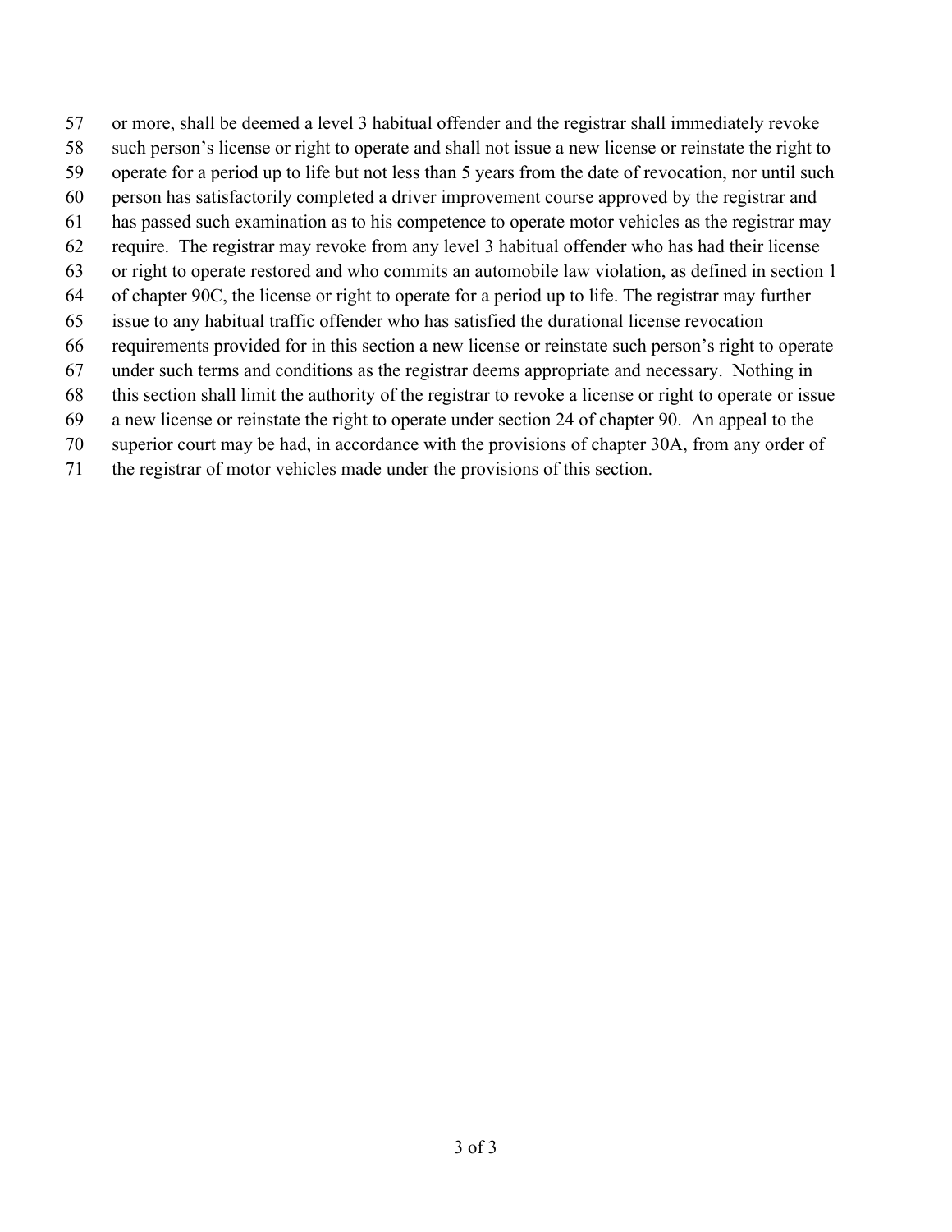or more, shall be deemed a level 3 habitual offender and the registrar shall immediately revoke such person's license or right to operate and shall not issue a new license or reinstate the right to operate for a period up to life but not less than 5 years from the date of revocation, nor until such person has satisfactorily completed a driver improvement course approved by the registrar and has passed such examination as to his competence to operate motor vehicles as the registrar may require. The registrar may revoke from any level 3 habitual offender who has had their license or right to operate restored and who commits an automobile law violation, as defined in section 1 of chapter 90C, the license or right to operate for a period up to life. The registrar may further issue to any habitual traffic offender who has satisfied the durational license revocation requirements provided for in this section a new license or reinstate such person's right to operate under such terms and conditions as the registrar deems appropriate and necessary. Nothing in this section shall limit the authority of the registrar to revoke a license or right to operate or issue a new license or reinstate the right to operate under section 24 of chapter 90. An appeal to the superior court may be had, in accordance with the provisions of chapter 30A, from any order of the registrar of motor vehicles made under the provisions of this section.